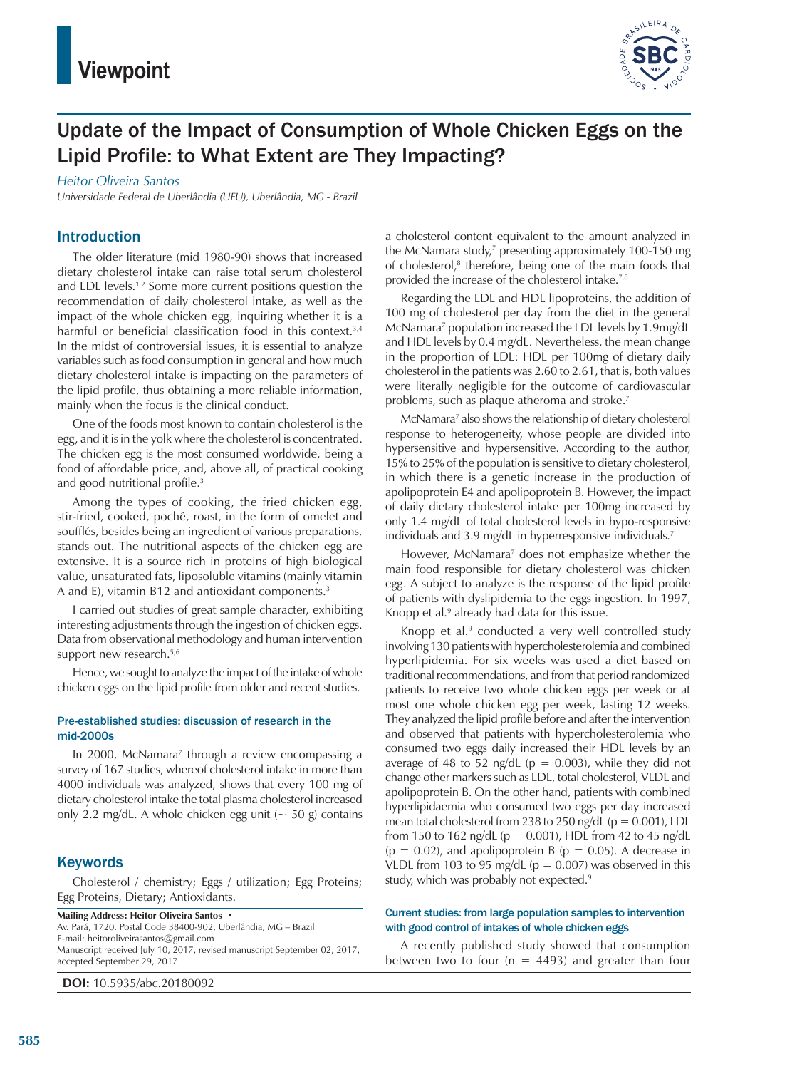Viewpoint

# Update of the Impact of Consumption of Whole Chicken Eggs on the Lipid Profile: to What Extent are They Impacting?

*Heitor Oliveira Santos*

*Universidade Federal de Uberlândia (UFU), Uberlândia, MG - Brazil*

## Introduction

The older literature (mid 1980-90) shows that increased dietary cholesterol intake can raise total serum cholesterol and LDL levels.[1,2] Some more current positions question the recommendation of daily cholesterol intake, as well as the impact of the whole chicken egg, inquiring whether it is a harmful or beneficial classification food in this context.[3,4] In the midst of controversial issues, it is essential to analyze variables such as food consumption in general and how much dietary cholesterol intake is impacting on the parameters of the lipid profile, thus obtaining a more reliable information, mainly when the focus is the clinical conduct.

One of the foods most known to contain cholesterol is the egg, and it is in the yolk where the cholesterol is concentrated. The chicken egg is the most consumed worldwide, being a food of affordable price, and, above all, of practical cooking and good nutritional profile.[3]

Among the types of cooking, the fried chicken egg, stir-fried, cooked, pochê, roast, in the form of omelet and soufflés, besides being an ingredient of various preparations, stands out. The nutritional aspects of the chicken egg are extensive. It is a source rich in proteins of high biological value, unsaturated fats, liposoluble vitamins (mainly vitamin A and E), vitamin B12 and antioxidant components.[3]

I carried out studies of great sample character, exhibiting interesting adjustments through the ingestion of chicken eggs. Data from observational methodology and human intervention support new research.[5,6]

Hence, we sought to analyze the impact of the intake of whole chicken eggs on the lipid profile from older and recent studies.

### Pre-established studies: discussion of research in the mid-2000s

In 2000, McNamara[7] through a review encompassing a survey of 167 studies, whereof cholesterol intake in more than 4000 individuals was analyzed, shows that every 100 mg of dietary cholesterol intake the total plasma cholesterol increased only 2.2 mg/dL. A whole chicken egg unit (~ 50 g) contains a cholesterol content equivalent to the amount analyzed in the McNamara study,[7] presenting approximately 100-150 mg of cholesterol,[8] therefore, being one of the main foods that provided the increase of the cholesterol intake.[7,8]

Regarding the LDL and HDL lipoproteins, the addition of 100 mg of cholesterol per day from the diet in the general McNamara[7] population increased the LDL levels by 1.9mg/dL and HDL levels by 0.4 mg/dL. Nevertheless, the mean change in the proportion of LDL: HDL per 100mg of dietary daily cholesterol in the patients was 2.60 to 2.61, that is, both values were literally negligible for the outcome of cardiovascular problems, such as plaque atheroma and stroke.[7]

McNamara[7] also shows the relationship of dietary cholesterol response to heterogeneity, whose people are divided into hypersensitive and hypersensitive. According to the author, 15% to 25% of the population is sensitive to dietary cholesterol, in which there is a genetic increase in the production of apolipoprotein E4 and apolipoprotein B. However, the impact of daily dietary cholesterol intake per 100mg increased by only 1.4 mg/dL of total cholesterol levels in hypo-responsive individuals and 3.9 mg/dL in hyperresponsive individuals.[7]

However, McNamara[7] does not emphasize whether the main food responsible for dietary cholesterol was chicken egg. A subject to analyze is the response of the lipid profile of patients with dyslipidemia to the eggs ingestion. In 1997, Knopp et al.[9] already had data for this issue.

Knopp et al.[9] conducted a very well controlled study involving 130 patients with hypercholesterolemia and combined hyperlipidemia. For six weeks was used a diet based on traditional recommendations, and from that period randomized patients to receive two whole chicken eggs per week or at most one whole chicken egg per week, lasting 12 weeks. They analyzed the lipid profile before and after the intervention and observed that patients with hypercholesterolemia who consumed two eggs daily increased their HDL levels by an average of 48 to 52 ng/dL ($p = 0.003$), while they did not change other markers such as LDL, total cholesterol, VLDL and apolipoprotein B. On the other hand, patients with combined hyperlipidaemia who consumed two eggs per day increased mean total cholesterol from 238 to 250 ng/dL ($p = 0.001$), LDL from 150 to 162 ng/dL ($p = 0.001$), HDL from 42 to 45 ng/dL ($p = 0.02$), and apolipoprotein B ($p = 0.05$). A decrease in VLDL from 103 to 95 mg/dL ($p = 0.007$) was observed in this study, which was probably not expected.[9]

### Current studies: from large population samples to intervention with good control of intakes of whole chicken eggs

A recently published study showed that consumption between two to four (n = 4493) and greater than four

## Keywords

Cholesterol / chemistry; Eggs / utilization; Egg Proteins; Egg Proteins, Dietary; Antioxidants.

**Mailing Address: Heitor Oliveira Santos •**
Av. Pará, 1720. Postal Code 38400-902, Uberlândia, MG – Brazil
E-mail: heitoroliveirasantos@gmail.com
Manuscript received July 10, 2017, revised manuscript September 02, 2017, accepted September 29, 2017

**DOI:** 10.5935/abc.20180092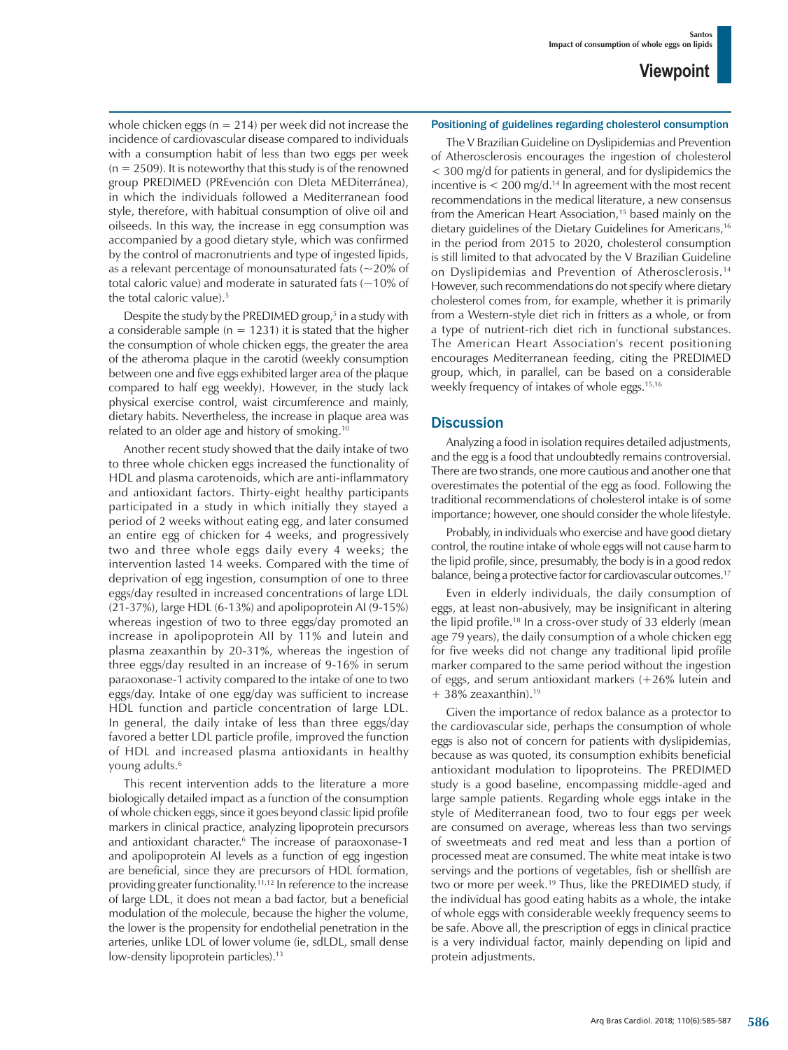whole chicken eggs (n = 214) per week did not increase the incidence of cardiovascular disease compared to individuals with a consumption habit of less than two eggs per week (n = 2509). It is noteworthy that this study is of the renowned group PREDIMED (PREvención con DIeta MEDiterránea), in which the individuals followed a Mediterranean food style, therefore, with habitual consumption of olive oil and oilseeds. In this way, the increase in egg consumption was accompanied by a good dietary style, which was confirmed by the control of macronutrients and type of ingested lipids, as a relevant percentage of monounsaturated fats (~20% of total caloric value) and moderate in saturated fats (~10% of the total caloric value).[5]

Despite the study by the PREDIMED group,[5] in a study with a considerable sample (n = 1231) it is stated that the higher the consumption of whole chicken eggs, the greater the area of the atheroma plaque in the carotid (weekly consumption between one and five eggs exhibited larger area of the plaque compared to half egg weekly). However, in the study lack physical exercise control, waist circumference and mainly, dietary habits. Nevertheless, the increase in plaque area was related to an older age and history of smoking.[10]

Another recent study showed that the daily intake of two to three whole chicken eggs increased the functionality of HDL and plasma carotenoids, which are anti-inflammatory and antioxidant factors. Thirty-eight healthy participants participated in a study in which initially they stayed a period of 2 weeks without eating egg, and later consumed an entire egg of chicken for 4 weeks, and progressively two and three whole eggs daily every 4 weeks; the intervention lasted 14 weeks. Compared with the time of deprivation of egg ingestion, consumption of one to three eggs/day resulted in increased concentrations of large LDL (21-37%), large HDL (6-13%) and apolipoprotein AI (9-15%) whereas ingestion of two to three eggs/day promoted an increase in apolipoprotein AII by 11% and lutein and plasma zeaxanthin by 20-31%, whereas the ingestion of three eggs/day resulted in an increase of 9-16% in serum paraoxonase-1 activity compared to the intake of one to two eggs/day. Intake of one egg/day was sufficient to increase HDL function and particle concentration of large LDL. In general, the daily intake of less than three eggs/day favored a better LDL particle profile, improved the function of HDL and increased plasma antioxidants in healthy young adults.[6]

This recent intervention adds to the literature a more biologically detailed impact as a function of the consumption of whole chicken eggs, since it goes beyond classic lipid profile markers in clinical practice, analyzing lipoprotein precursors and antioxidant character.[6] The increase of paraoxonase-1 and apolipoprotein AI levels as a function of egg ingestion are beneficial, since they are precursors of HDL formation, providing greater functionality.[11,12] In reference to the increase of large LDL, it does not mean a bad factor, but a beneficial modulation of the molecule, because the higher the volume, the lower is the propensity for endothelial penetration in the arteries, unlike LDL of lower volume (ie, sdLDL, small dense low-density lipoprotein particles).[13]

### Positioning of guidelines regarding cholesterol consumption

The V Brazilian Guideline on Dyslipidemias and Prevention of Atherosclerosis encourages the ingestion of cholesterol < 300 mg/d for patients in general, and for dyslipidemics the incentive is < 200 mg/d.[14] In agreement with the most recent recommendations in the medical literature, a new consensus from the American Heart Association,[15] based mainly on the dietary guidelines of the Dietary Guidelines for Americans,[16] in the period from 2015 to 2020, cholesterol consumption is still limited to that advocated by the V Brazilian Guideline on Dyslipidemias and Prevention of Atherosclerosis.[14] However, such recommendations do not specify where dietary cholesterol comes from, for example, whether it is primarily from a Western-style diet rich in fritters as a whole, or from a type of nutrient-rich diet rich in functional substances. The American Heart Association's recent positioning encourages Mediterranean feeding, citing the PREDIMED group, which, in parallel, can be based on a considerable weekly frequency of intakes of whole eggs.[15,16]

## Discussion

Analyzing a food in isolation requires detailed adjustments, and the egg is a food that undoubtedly remains controversial. There are two strands, one more cautious and another one that overestimates the potential of the egg as food. Following the traditional recommendations of cholesterol intake is of some importance; however, one should consider the whole lifestyle.

Probably, in individuals who exercise and have good dietary control, the routine intake of whole eggs will not cause harm to the lipid profile, since, presumably, the body is in a good redox balance, being a protective factor for cardiovascular outcomes.[17]

Even in elderly individuals, the daily consumption of eggs, at least non-abusively, may be insignificant in altering the lipid profile.[18] In a cross-over study of 33 elderly (mean age 79 years), the daily consumption of a whole chicken egg for five weeks did not change any traditional lipid profile marker compared to the same period without the ingestion of eggs, and serum antioxidant markers (+26% lutein and + 38% zeaxanthin).[19]

Given the importance of redox balance as a protector to the cardiovascular side, perhaps the consumption of whole eggs is also not of concern for patients with dyslipidemias, because as was quoted, its consumption exhibits beneficial antioxidant modulation to lipoproteins. The PREDIMED study is a good baseline, encompassing middle-aged and large sample patients. Regarding whole eggs intake in the style of Mediterranean food, two to four eggs per week are consumed on average, whereas less than two servings of sweetmeats and red meat and less than a portion of processed meat are consumed. The white meat intake is two servings and the portions of vegetables, fish or shellfish are two or more per week.[19] Thus, like the PREDIMED study, if the individual has good eating habits as a whole, the intake of whole eggs with considerable weekly frequency seems to be safe. Above all, the prescription of eggs in clinical practice is a very individual factor, mainly depending on lipid and protein adjustments.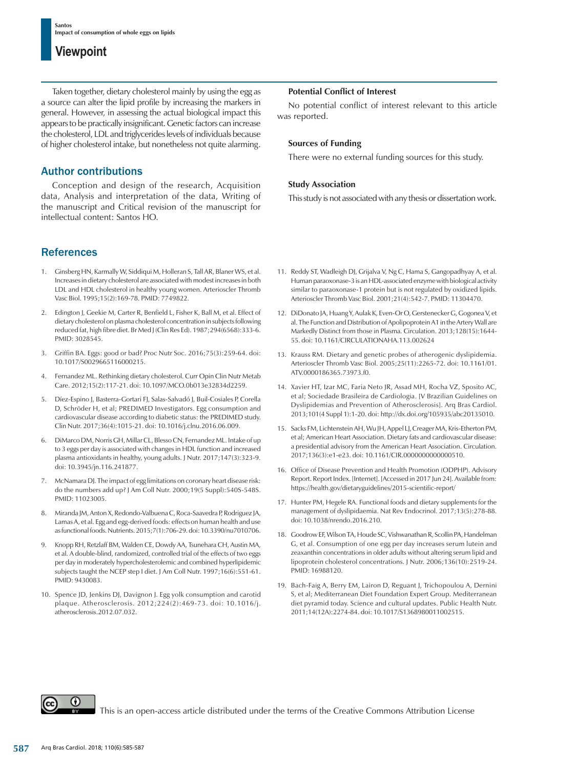Taken together, dietary cholesterol mainly by using the egg as a source can alter the lipid profile by increasing the markers in general. However, in assessing the actual biological impact this appears to be practically insignificant. Genetic factors can increase the cholesterol, LDL and triglycerides levels of individuals because of higher cholesterol intake, but nonetheless not quite alarming.

## Author contributions

Conception and design of the research, Acquisition data, Analysis and interpretation of the data, Writing of the manuscript and Critical revision of the manuscript for intellectual content: Santos HO.

**Potential Conflict of Interest**

No potential conflict of interest relevant to this article was reported.

**Sources of Funding**

There were no external funding sources for this study.

**Study Association**

This study is not associated with any thesis or dissertation work.

## References

1. Ginsberg HN, Karmally W, Siddiqui M, Holleran S, Tall AR, Blaner WS, et al. Increases in dietary cholesterol are associated with modest increases in both LDL and HDL cholesterol in healthy young women. Arterioscler Thromb Vasc Biol. 1995;15(2):169-78. PMID: 7749822.
2. Edington J, Geekie M, Carter R, Benfield L, Fisher K, Ball M, et al. Effect of dietary cholesterol on plasma cholesterol concentration in subjects following reduced fat, high fibre diet. Br Med J (Clin Res Ed). 1987;294(6568):333-6. PMID: 3028545.
3. Griffin BA. Eggs: good or bad? Proc Nutr Soc. 2016;75(3):259-64. doi: 10.1017/S0029665116000215.
4. Fernandez ML. Rethinking dietary cholesterol. Curr Opin Clin Nutr Metab Care. 2012;15(2):117-21. doi: 10.1097/MCO.0b013e32834d2259.
5. Díez-Espino J, Basterra-Gortari FJ, Salas-Salvadó J, Buil-Cosiales P, Corella D, Schröder H, et al; PREDIMED Investigators. Egg consumption and cardiovascular disease according to diabetic status: the PREDIMED study. Clin Nutr. 2017;36(4):1015-21. doi: 10.1016/j.clnu.2016.06.009.
6. DiMarco DM, Norris GH, Millar CL, Blesso CN, Fernandez ML. Intake of up to 3 eggs per day is associated with changes in HDL function and increased plasma antioxidants in healthy, young adults. J Nutr. 2017;147(3):323-9. doi: 10.3945/jn.116.241877.
7. McNamara DJ. The impact of egg limitations on coronary heart disease risk: do the numbers add up? J Am Coll Nutr. 2000;19(5 Suppl):540S-548S. PMID: 11023005.
8. Miranda JM, Anton X, Redondo-Valbuena C, Roca-Saavedra P, Rodriguez JA, Lamas A, et al. Egg and egg-derived foods: effects on human health and use as functional foods. Nutrients. 2015;7(1):706-29. doi: 10.3390/nu7010706.
9. Knopp RH, Retzlaff BM, Walden CE, Dowdy AA, Tsunehara CH, Austin MA, et al. A double-blind, randomized, controlled trial of the effects of two eggs per day in moderately hypercholesterolemic and combined hyperlipidemic subjects taught the NCEP step I diet. J Am Coll Nutr. 1997;16(6):551-61. PMID: 9430083.
10. Spence JD, Jenkins DJ, Davignon J. Egg yolk consumption and carotid plaque. Atherosclerosis. 2012;224(2):469-73. doi: 10.1016/j.atherosclerosis.2012.07.032.
11. Reddy ST, Wadleigh DJ, Grijalva V, Ng C, Hama S, Gangopadhyay A, et al. Human paraoxonase-3 is an HDL-associated enzyme with biological activity similar to paraoxonase-1 protein but is not regulated by oxidized lipids. Arterioscler Thromb Vasc Biol. 2001;21(4):542-7. PMID: 11304470.
12. DiDonato JA, Huang Y, Aulak K, Even-Or O, Gerstenecker G, Gogonea V, et al. The Function and Distribution of Apolipoprotein A1 in the Artery Wall are Markedly Distinct from those in Plasma. Circulation. 2013;128(15):1644-55. doi: 10.1161/CIRCULATIONAHA.113.002624
13. Krauss RM. Dietary and genetic probes of atherogenic dyslipidemia. Arterioscler Thromb Vasc Biol. 2005;25(11):2265-72. doi: 10.1161/01.ATV.0000186365.73973.f0.
14. Xavier HT, Izar MC, Faria Neto JR, Assad MH, Rocha VZ, Sposito AC, et al; Sociedade Brasileira de Cardiologia. [V Brazilian Guidelines on Dyslipidemias and Prevention of Atherosclerosis]. Arq Bras Cardiol. 2013;101(4 Suppl 1):1-20. doi: http://dx.doi.org/105935/abc20135010.
15. Sacks FM, Lichtenstein AH, Wu JH, Appel LJ, Creager MA, Kris-Etherton PM, et al; American Heart Association. Dietary fats and cardiovascular disease: a presidential advisory from the American Heart Association. Circulation. 2017;136(3):e1-e23. doi: 10.1161/CIR.0000000000000510.
16. Office of Disease Prevention and Health Promotion (ODPHP). Advisory Report. Report Index. [Internet]. [Accessed in 2017 Jun 24]. Available from: https://health.gov/dietaryguidelines/2015-scientific-report/
17. Hunter PM, Hegele RA. Functional foods and dietary supplements for the management of dyslipidaemia. Nat Rev Endocrinol. 2017;13(5):278-88. doi: 10.1038/nrendo.2016.210.
18. Goodrow EF, Wilson TA, Houde SC, Vishwanathan R, Scollin PA, Handelman G, et al. Consumption of one egg per day increases serum lutein and zeaxanthin concentrations in older adults without altering serum lipid and lipoprotein cholesterol concentrations. J Nutr. 2006;136(10):2519-24. PMID: 16988120.
19. Bach-Faig A, Berry EM, Lairon D, Reguant J, Trichopoulou A, Dernini S, et al; Mediterranean Diet Foundation Expert Group. Mediterranean diet pyramid today. Science and cultural updates. Public Health Nutr. 2011;14(12A):2274-84. doi: 10.1017/S1368980011002515.

This is an open-access article distributed under the terms of the Creative Commons Attribution License